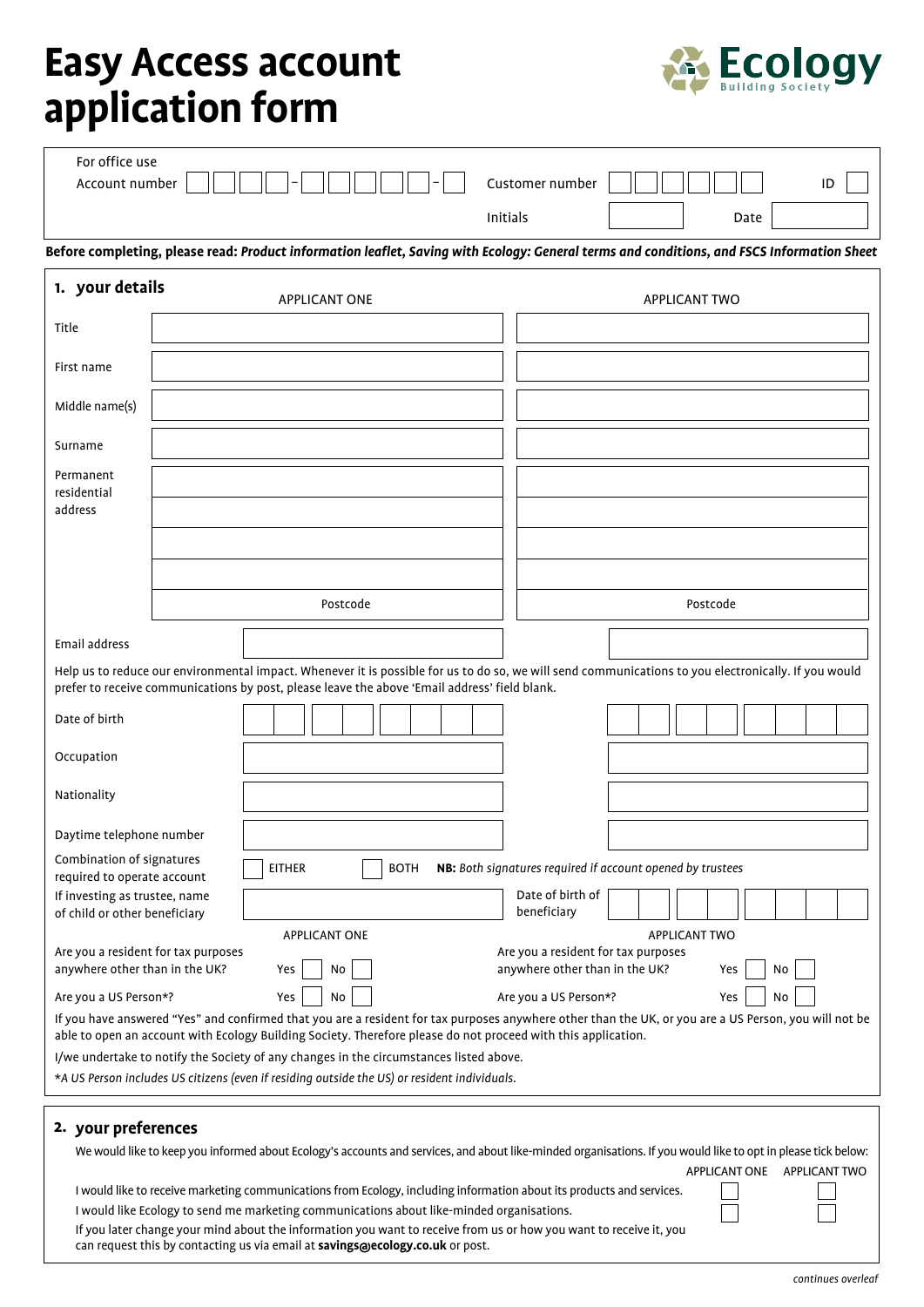# Easy Access account application form

Ecology Building Society

For office use

| Account number | - | - | Customer number | | ID |
|---|---|---|---|---|---|
| | | | Initials | Date | |

**Before completing, please read:** ***Product information leaflet, Saving with Ecology: General terms and conditions, and FSCS Information Sheet***

## 1. your details

| | APPLICANT ONE | APPLICANT TWO |
|---|---|---|
| Title | | |
| First name | | |
| Middle name(s) | | |
| Surname | | |
| Permanent residential address | | |
| | Postcode | Postcode |
| Email address | | |

Help us to reduce our environmental impact. Whenever it is possible for us to do so, we will send communications to you electronically. If you would prefer to receive communications by post, please leave the above 'Email address' field blank.

| | APPLICANT ONE | APPLICANT TWO |
|---|---|---|
| Date of birth | | |
| Occupation | | |
| Nationality | | |
| Daytime telephone number | | |

Combination of signatures required to operate account ☐ EITHER ☐ BOTH **NB:** *Both signatures required if account opened by trustees*

If investing as trustee, name of child or other beneficiary ____________ Date of birth of beneficiary ____________

| | APPLICANT ONE | APPLICANT TWO |
|---|---|---|
| Are you a resident for tax purposes anywhere other than in the UK? | Yes ☐ No ☐ | Yes ☐ No ☐ |
| Are you a US Person*? | Yes ☐ No ☐ | Yes ☐ No ☐ |

If you have answered "Yes" and confirmed that you are a resident for tax purposes anywhere other than the UK, or you are a US Person, you will not be able to open an account with Ecology Building Society. Therefore please do not proceed with this application.

I/we undertake to notify the Society of any changes in the circumstances listed above.

*\*A US Person includes US citizens (even if residing outside the US) or resident individuals.*

## 2. your preferences

We would like to keep you informed about Ecology's accounts and services, and about like-minded organisations. If you would like to opt in please tick below:

| | APPLICANT ONE | APPLICANT TWO |
|---|---|---|
| I would like to receive marketing communications from Ecology, including information about its products and services. | ☐ | ☐ |
| I would like Ecology to send me marketing communications about like-minded organisations. | ☐ | ☐ |

If you later change your mind about the information you want to receive from us or how you want to receive it, you can request this by contacting us via email at **savings@ecology.co.uk** or post.

*continues overleaf*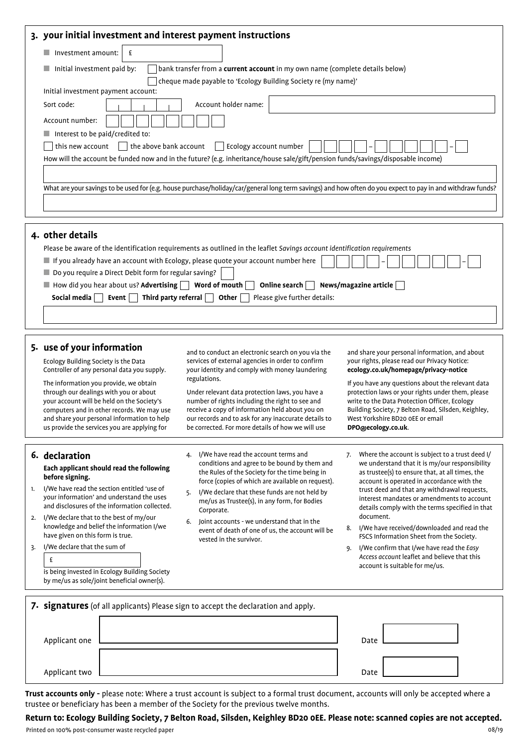## 3. your initial investment and interest payment instructions

- Investment amount: £
- Initial investment paid by: ☐ bank transfer from a **current account** in my own name (complete details below)
  ☐ cheque made payable to 'Ecology Building Society re (my name)'

Initial investment payment account:

Sort code: Account holder name:

Account number:

- Interest to be paid/credited to:

☐ this new account ☐ the above bank account ☐ Ecology account number

How will the account be funded now and in the future? (e.g. inheritance/house sale/gift/pension funds/savings/disposable income)

What are your savings to be used for (e.g. house purchase/holiday/car/general long term savings) and how often do you expect to pay in and withdraw funds?

## 4. other details

Please be aware of the identification requirements as outlined in the leaflet *Savings account identification requirements*

- If you already have an account with Ecology, please quote your account number here
- Do you require a Direct Debit form for regular saving? ☐
- How did you hear about us? **Advertising** ☐ **Word of mouth** ☐ **Online search** ☐ **News/magazine article** ☐
  **Social media** ☐ **Event** ☐ **Third party referral** ☐ **Other** ☐ Please give further details:

## 5. use of your information

Ecology Building Society is the Data Controller of any personal data you supply.

The information you provide, we obtain through our dealings with you or about your account will be held on the Society's computers and in other records. We may use and share your personal information to help us provide the services you are applying for and to conduct an electronic search on you via the services of external agencies in order to confirm your identity and comply with money laundering regulations.

Under relevant data protection laws, you have a number of rights including the right to see and receive a copy of information held about you on our records and to ask for any inaccurate details to be corrected. For more details of how we will use and share your personal information, and about your rights, please read our Privacy Notice: **ecology.co.uk/homepage/privacy-notice**

If you have any questions about the relevant data protection laws or your rights under them, please write to the Data Protection Officer, Ecology Building Society, 7 Belton Road, Silsden, Keighley, West Yorkshire BD20 0EE or email **DPO@ecology.co.uk**.

## 6. declaration

**Each applicant should read the following before signing.**

1. I/We have read the section entitled 'use of your information' and understand the uses and disclosures of the information collected.
2. I/We declare that to the best of my/our knowledge and belief the information I/we have given on this form is true.
3. I/We declare that the sum of
   £
   is being invested in Ecology Building Society by me/us as sole/joint beneficial owner(s).
4. I/We have read the account terms and conditions and agree to be bound by them and the Rules of the Society for the time being in force (copies of which are available on request).
5. I/We declare that these funds are not held by me/us as Trustee(s), in any form, for Bodies Corporate.
6. Joint accounts - we understand that in the event of death of one of us, the account will be vested in the survivor.
7. Where the account is subject to a trust deed I/we understand that it is my/our responsibility as trustee(s) to ensure that, at all times, the account is operated in accordance with the trust deed and that any withdrawal requests, interest mandates or amendments to account details comply with the terms specified in that document.
8. I/We have received/downloaded and read the FSCS Information Sheet from the Society.
9. I/We confirm that I/we have read the *Easy Access account* leaflet and believe that this account is suitable for me/us.

## 7. signatures (of all applicants) Please sign to accept the declaration and apply.

Applicant one Date

Applicant two Date

**Trust accounts only -** please note: Where a trust account is subject to a formal trust document, accounts will only be accepted where a trustee or beneficiary has been a member of the Society for the previous twelve months.

**Return to: Ecology Building Society, 7 Belton Road, Silsden, Keighley BD20 0EE. Please note: scanned copies are not accepted.**

Printed on 100% post-consumer waste recycled paper

08/19